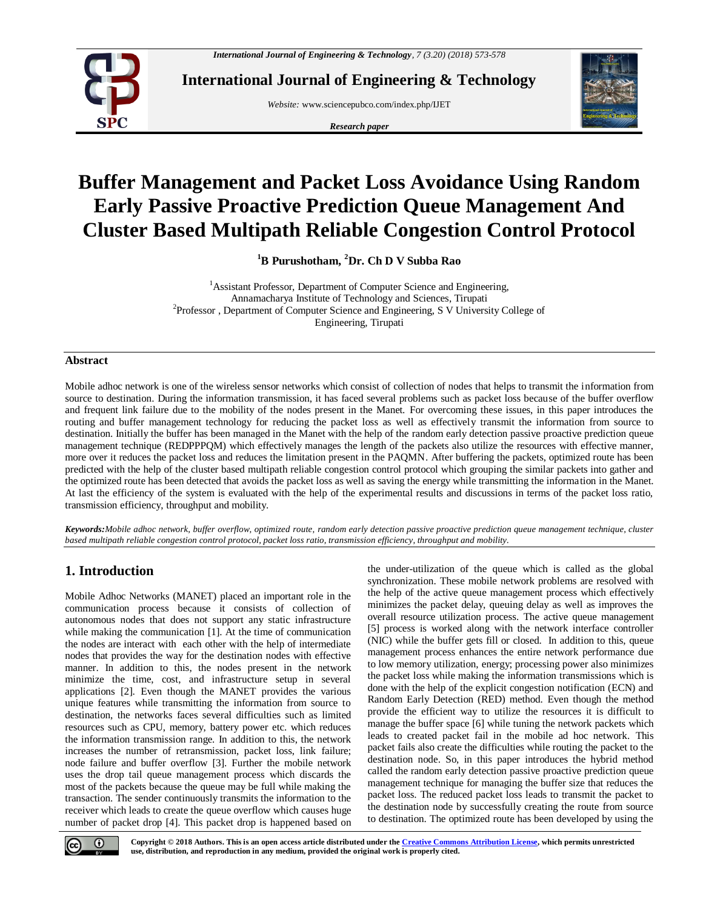# Buffer Management and Packet Loss Avoidance Using Random Early Passive Proactive Prediction Queue Management And Cluster Based Multipath Reliable Congestion Control Protocol

**[1]B Purushotham, [2]Dr. Ch D V Subba Rao**

[1]Assistant Professor, Department of Computer Science and Engineering, Annamacharya Institute of Technology and Sciences, Tirupati
[2]Professor , Department of Computer Science and Engineering, S V University College of Engineering, Tirupati

## Abstract

Mobile adhoc network is one of the wireless sensor networks which consist of collection of nodes that helps to transmit the information from source to destination. During the information transmission, it has faced several problems such as packet loss because of the buffer overflow and frequent link failure due to the mobility of the nodes present in the Manet. For overcoming these issues, in this paper introduces the routing and buffer management technology for reducing the packet loss as well as effectively transmit the information from source to destination. Initially the buffer has been managed in the Manet with the help of the random early detection passive proactive prediction queue management technique (REDPPPQM) which effectively manages the length of the packets also utilize the resources with effective manner, more over it reduces the packet loss and reduces the limitation present in the PAQMN. After buffering the packets, optimized route has been predicted with the help of the cluster based multipath reliable congestion control protocol which grouping the similar packets into gather and the optimized route has been detected that avoids the packet loss as well as saving the energy while transmitting the information in the Manet. At last the efficiency of the system is evaluated with the help of the experimental results and discussions in terms of the packet loss ratio, transmission efficiency, throughput and mobility.

***Keywords:****Mobile adhoc network, buffer overflow, optimized route, random early detection passive proactive prediction queue management technique, cluster based multipath reliable congestion control protocol, packet loss ratio, transmission efficiency, throughput and mobility.*

## 1. Introduction

Mobile Adhoc Networks (MANET) placed an important role in the communication process because it consists of collection of autonomous nodes that does not support any static infrastructure while making the communication [1]. At the time of communication the nodes are interact with each other with the help of intermediate nodes that provides the way for the destination nodes with effective manner. In addition to this, the nodes present in the network minimize the time, cost, and infrastructure setup in several applications [2]. Even though the MANET provides the various unique features while transmitting the information from source to destination, the networks faces several difficulties such as limited resources such as CPU, memory, battery power etc. which reduces the information transmission range. In addition to this, the network increases the number of retransmission, packet loss, link failure; node failure and buffer overflow [3]. Further the mobile network uses the drop tail queue management process which discards the most of the packets because the queue may be full while making the transaction. The sender continuously transmits the information to the receiver which leads to create the queue overflow which causes huge number of packet drop [4]. This packet drop is happened based on the under-utilization of the queue which is called as the global synchronization. These mobile network problems are resolved with the help of the active queue management process which effectively minimizes the packet delay, queuing delay as well as improves the overall resource utilization process. The active queue management [5] process is worked along with the network interface controller (NIC) while the buffer gets fill or closed. In addition to this, queue management process enhances the entire network performance due to low memory utilization, energy; processing power also minimizes the packet loss while making the information transmissions which is done with the help of the explicit congestion notification (ECN) and Random Early Detection (RED) method. Even though the method provide the efficient way to utilize the resources it is difficult to manage the buffer space [6] while tuning the network packets which leads to created packet fail in the mobile ad hoc network. This packet fails also create the difficulties while routing the packet to the destination node. So, in this paper introduces the hybrid method called the random early detection passive proactive prediction queue management technique for managing the buffer size that reduces the packet loss. The reduced packet loss leads to transmit the packet to the destination node by successfully creating the route from source to destination. The optimized route has been developed by using the

**Copyright © 2018 Authors. This is an open access article distributed under the Creative Commons Attribution License, which permits unrestricted use, distribution, and reproduction in any medium, provided the original work is properly cited.**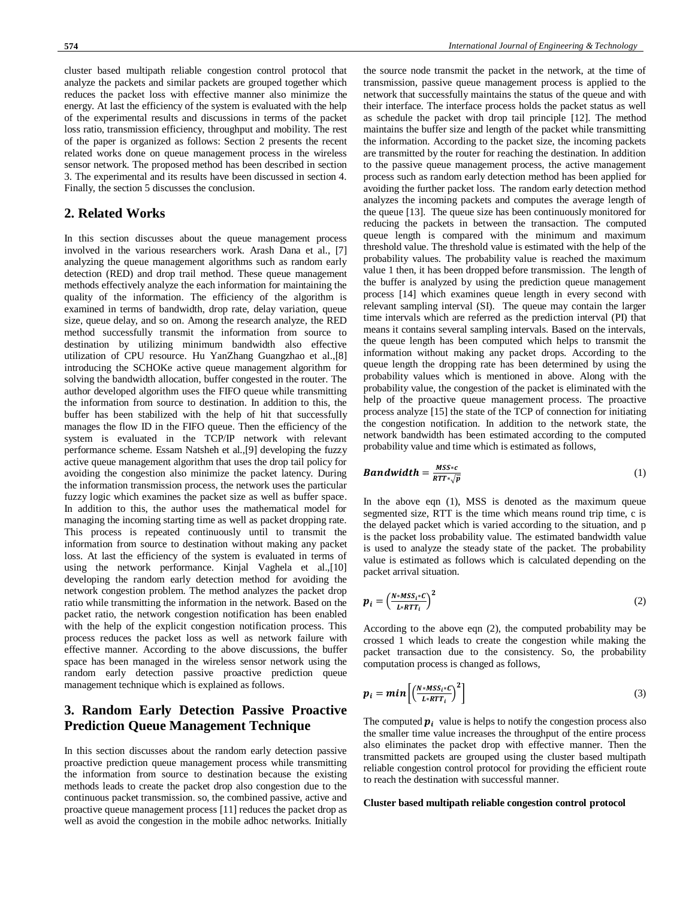cluster based multipath reliable congestion control protocol that analyze the packets and similar packets are grouped together which reduces the packet loss with effective manner also minimize the energy. At last the efficiency of the system is evaluated with the help of the experimental results and discussions in terms of the packet loss ratio, transmission efficiency, throughput and mobility. The rest of the paper is organized as follows: Section 2 presents the recent related works done on queue management process in the wireless sensor network. The proposed method has been described in section 3. The experimental and its results have been discussed in section 4. Finally, the section 5 discusses the conclusion.

## 2. Related Works

In this section discusses about the queue management process involved in the various researchers work. Arash Dana et al., [7] analyzing the queue management algorithms such as random early detection (RED) and drop trail method. These queue management methods effectively analyze the each information for maintaining the quality of the information. The efficiency of the algorithm is examined in terms of bandwidth, drop rate, delay variation, queue size, queue delay, and so on. Among the research analyze, the RED method successfully transmit the information from source to destination by utilizing minimum bandwidth also effective utilization of CPU resource. Hu YanZhang Guangzhao et al.,[8] introducing the SCHOKe active queue management algorithm for solving the bandwidth allocation, buffer congested in the router. The author developed algorithm uses the FIFO queue while transmitting the information from source to destination. In addition to this, the buffer has been stabilized with the help of hit that successfully manages the flow ID in the FIFO queue. Then the efficiency of the system is evaluated in the TCP/IP network with relevant performance scheme. Essam Natsheh et al.,[9] developing the fuzzy active queue management algorithm that uses the drop tail policy for avoiding the congestion also minimize the packet latency. During the information transmission process, the network uses the particular fuzzy logic which examines the packet size as well as buffer space. In addition to this, the author uses the mathematical model for managing the incoming starting time as well as packet dropping rate. This process is repeated continuously until to transmit the information from source to destination without making any packet loss. At last the efficiency of the system is evaluated in terms of using the network performance. Kinjal Vaghela et al.,[10] developing the random early detection method for avoiding the network congestion problem. The method analyzes the packet drop ratio while transmitting the information in the network. Based on the packet ratio, the network congestion notification has been enabled with the help of the explicit congestion notification process. This process reduces the packet loss as well as network failure with effective manner. According to the above discussions, the buffer space has been managed in the wireless sensor network using the random early detection passive proactive prediction queue management technique which is explained as follows.

## 3. Random Early Detection Passive Proactive Prediction Queue Management Technique

In this section discusses about the random early detection passive proactive prediction queue management process while transmitting the information from source to destination because the existing methods leads to create the packet drop also congestion due to the continuous packet transmission. so, the combined passive, active and proactive queue management process [11] reduces the packet drop as well as avoid the congestion in the mobile adhoc networks. Initially the source node transmit the packet in the network, at the time of transmission, passive queue management process is applied to the network that successfully maintains the status of the queue and with their interface. The interface process holds the packet status as well as schedule the packet with drop tail principle [12]. The method maintains the buffer size and length of the packet while transmitting the information. According to the packet size, the incoming packets are transmitted by the router for reaching the destination. In addition to the passive queue management process, the active management process such as random early detection method has been applied for avoiding the further packet loss. The random early detection method analyzes the incoming packets and computes the average length of the queue [13]. The queue size has been continuously monitored for reducing the packets in between the transaction. The computed queue length is compared with the minimum and maximum threshold value. The threshold value is estimated with the help of the probability values. The probability value is reached the maximum value 1 then, it has been dropped before transmission. The length of the buffer is analyzed by using the prediction queue management process [14] which examines queue length in every second with relevant sampling interval (SI). The queue may contain the larger time intervals which are referred as the prediction interval (PI) that means it contains several sampling intervals. Based on the intervals, the queue length has been computed which helps to transmit the information without making any packet drops. According to the queue length the dropping rate has been determined by using the probability values which is mentioned in above. Along with the probability value, the congestion of the packet is eliminated with the help of the proactive queue management process. The proactive process analyze [15] the state of the TCP of connection for initiating the congestion notification. In addition to the network state, the network bandwidth has been estimated according to the computed probability value and time which is estimated as follows,

$$\boldsymbol{Bandwidth} = \frac{MSS * c}{RTT * \sqrt{p}} \tag{1}$$

In the above eqn (1), MSS is denoted as the maximum queue segmented size, RTT is the time which means round trip time, c is the delayed packet which is varied according to the situation, and p is the packet loss probability value. The estimated bandwidth value is used to analyze the steady state of the packet. The probability value is estimated as follows which is calculated depending on the packet arrival situation.

$$\boldsymbol{p_i} = \left(\frac{N * MSS_i * C}{L * RTT_i}\right)^2 \tag{2}$$

According to the above eqn (2), the computed probability may be crossed 1 which leads to create the congestion while making the packet transaction due to the consistency. So, the probability computation process is changed as follows,

$$\boldsymbol{p_i} = \boldsymbol{min}\left[\left(\frac{N * MSS_i * C}{L * RTT_i}\right)^2\right] \tag{3}$$

The computed $\boldsymbol{p_i}$ value is helps to notify the congestion process also the smaller time value increases the throughput of the entire process also eliminates the packet drop with effective manner. Then the transmitted packets are grouped using the cluster based multipath reliable congestion control protocol for providing the efficient route to reach the destination with successful manner.

**Cluster based multipath reliable congestion control protocol**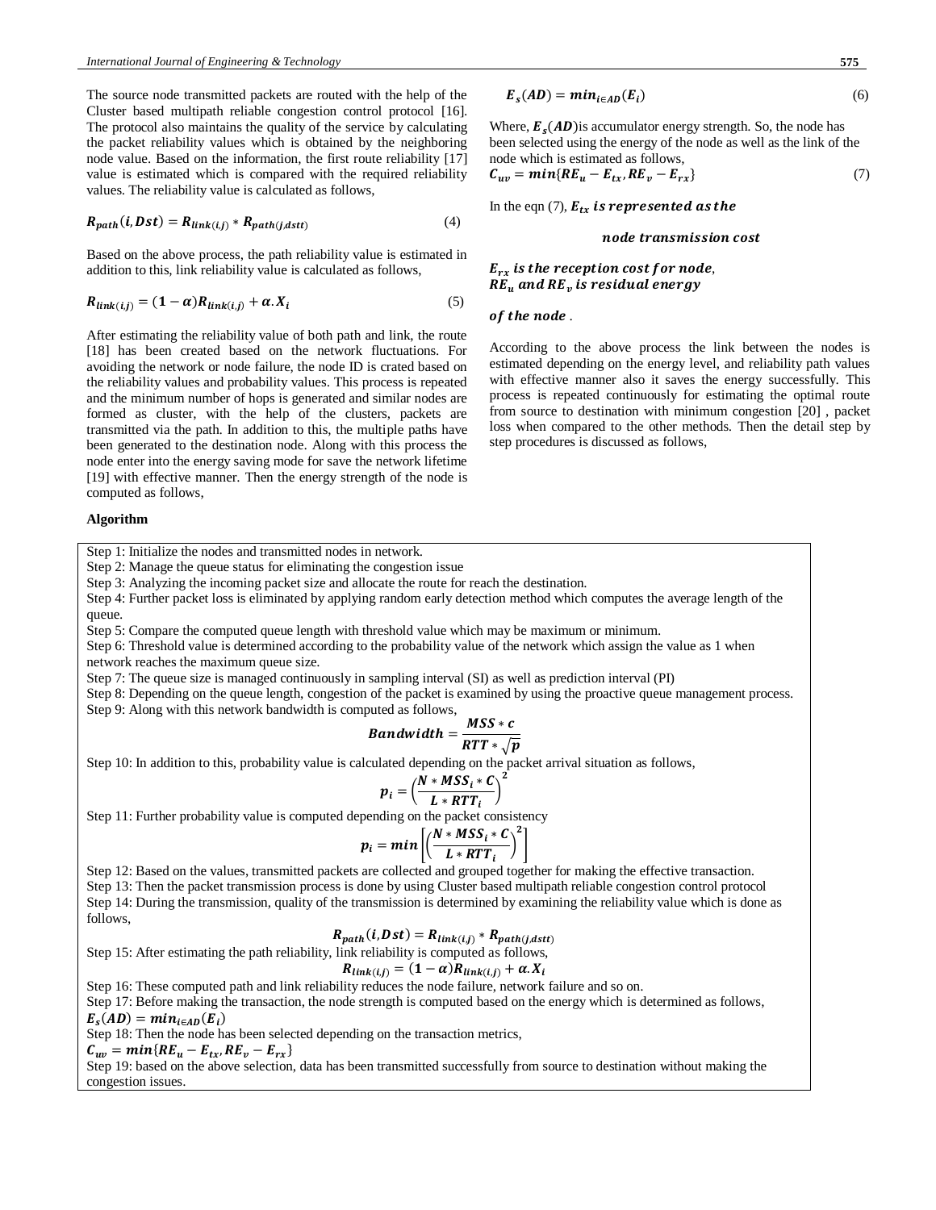The source node transmitted packets are routed with the help of the Cluster based multipath reliable congestion control protocol [16]. The protocol also maintains the quality of the service by calculating the packet reliability values which is obtained by the neighboring node value. Based on the information, the first route reliability [17] value is estimated which is compared with the required reliability values. The reliability value is calculated as follows,

$$R_{path}(i, Dst) = R_{link(i,j)} * R_{path(j,dstt)} \tag{4}$$

Based on the above process, the path reliability value is estimated in addition to this, link reliability value is calculated as follows,

$$R_{link(i,j)} = (1-\alpha)R_{link(i,j)} + \alpha . X_i \tag{5}$$

After estimating the reliability value of both path and link, the route [18] has been created based on the network fluctuations. For avoiding the network or node failure, the node ID is crated based on the reliability values and probability values. This process is repeated and the minimum number of hops is generated and similar nodes are formed as cluster, with the help of the clusters, packets are transmitted via the path. In addition to this, the multiple paths have been generated to the destination node. Along with this process the node enter into the energy saving mode for save the network lifetime [19] with effective manner. Then the energy strength of the node is computed as follows,

$$E_s(AD) = min_{i \in AD}(E_i) \tag{6}$$

Where, $E_s(AD)$ is accumulator energy strength. So, the node has been selected using the energy of the node as well as the link of the node which is estimated as follows,

$$C_{uv} = min\{RE_u - E_{tx}, RE_v - E_{rx}\} \tag{7}$$

In the eqn (7), $E_{tx}$ *is represented as the node transmission cost*

$E_{rx}$ *is the reception cost for node*, $RE_u$ *and* $RE_v$ *is residual energy of the node*.

According to the above process the link between the nodes is estimated depending on the energy level, and reliability path values with effective manner also it saves the energy successfully. This process is repeated continuously for estimating the optimal route from source to destination with minimum congestion [20] , packet loss when compared to the other methods. Then the detail step by step procedures is discussed as follows,

**Algorithm**

Step 1: Initialize the nodes and transmitted nodes in network.

Step 2: Manage the queue status for eliminating the congestion issue

Step 3: Analyzing the incoming packet size and allocate the route for reach the destination.

Step 4: Further packet loss is eliminated by applying random early detection method which computes the average length of the queue.

Step 5: Compare the computed queue length with threshold value which may be maximum or minimum.

Step 6: Threshold value is determined according to the probability value of the network which assign the value as 1 when network reaches the maximum queue size.

Step 7: The queue size is managed continuously in sampling interval (SI) as well as prediction interval (PI)

Step 8: Depending on the queue length, congestion of the packet is examined by using the proactive queue management process.

Step 9: Along with this network bandwidth is computed as follows,

$$Bandwidth = \frac{MSS * c}{RTT * \sqrt{p}}$$

Step 10: In addition to this, probability value is calculated depending on the packet arrival situation as follows,

$$p_i = \left(\frac{N * MSS_i * C}{L * RTT_i}\right)^2$$

Step 11: Further probability value is computed depending on the packet consistency

$$p_i = min\left[\left(\frac{N * MSS_i * C}{L * RTT_i}\right)^2\right]$$

Step 12: Based on the values, transmitted packets are collected and grouped together for making the effective transaction.

Step 13: Then the packet transmission process is done by using Cluster based multipath reliable congestion control protocol

Step 14: During the transmission, quality of the transmission is determined by examining the reliability value which is done as follows,

$$R_{path}(i, Dst) = R_{link(i,j)} * R_{path(j,dstt)}$$

Step 15: After estimating the path reliability, link reliability is computed as follows,

$$R_{link(i,j)} = (1-\alpha)R_{link(i,j)} + \alpha . X_i$$

Step 16: These computed path and link reliability reduces the node failure, network failure and so on.

Step 17: Before making the transaction, the node strength is computed based on the energy which is determined as follows,

$E_s(AD) = min_{i \in AD}(E_i)$

Step 18: Then the node has been selected depending on the transaction metrics,

$C_{uv} = min\{RE_u - E_{tx}, RE_v - E_{rx}\}$

Step 19: based on the above selection, data has been transmitted successfully from source to destination without making the congestion issues.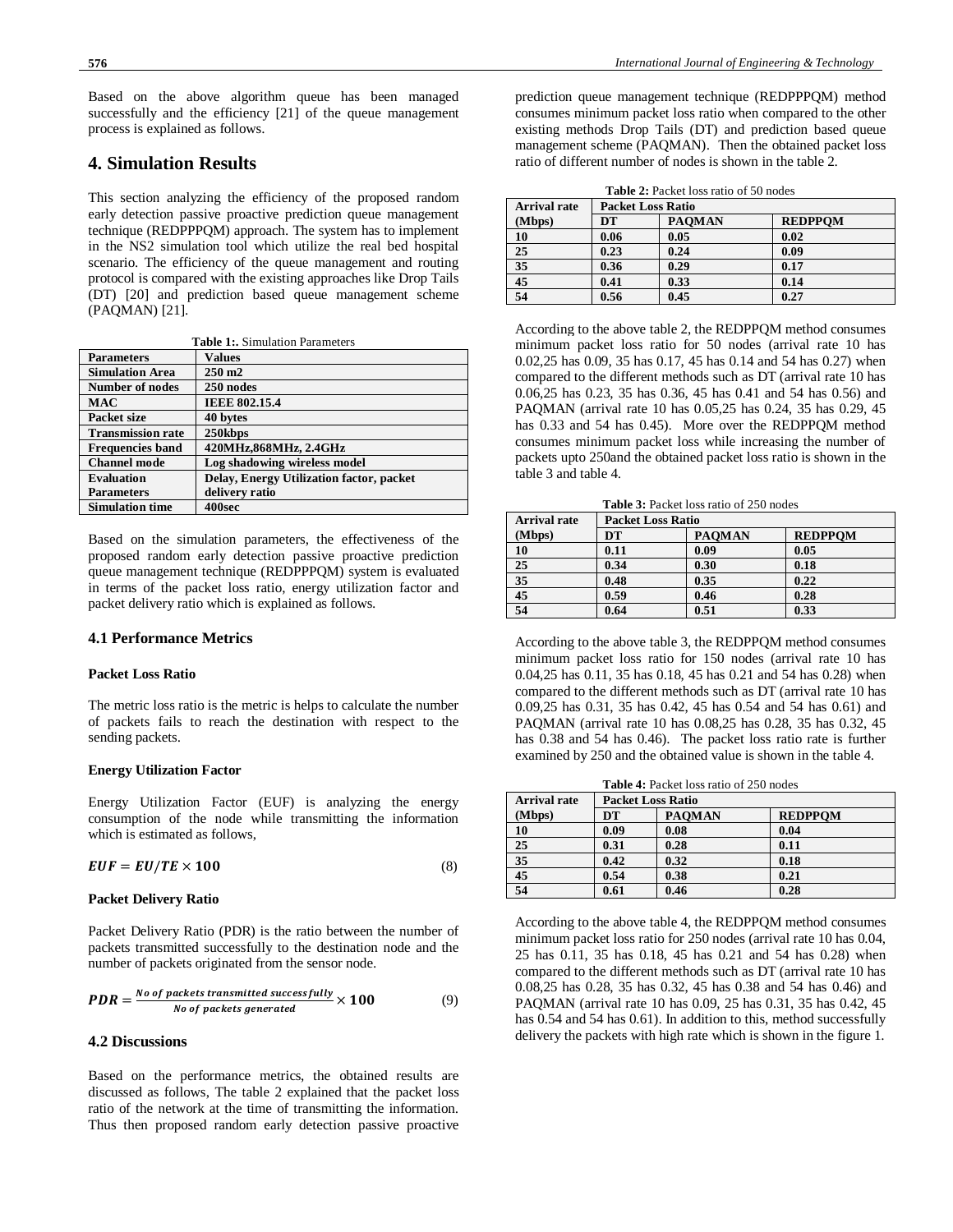Based on the above algorithm queue has been managed successfully and the efficiency [21] of the queue management process is explained as follows.

# 4. Simulation Results

This section analyzing the efficiency of the proposed random early detection passive proactive prediction queue management technique (REDPPPQM) approach. The system has to implement in the NS2 simulation tool which utilize the real bed hospital scenario. The efficiency of the queue management and routing protocol is compared with the existing approaches like Drop Tails (DT) [20] and prediction based queue management scheme (PAQMAN) [21].

**Table 1:.** Simulation Parameters

| Parameters | Values |
|---|---|
| Simulation Area | 250 m2 |
| Number of nodes | 250 nodes |
| MAC | IEEE 802.15.4 |
| Packet size | 40 bytes |
| Transmission rate | 250kbps |
| Frequencies band | 420MHz,868MHz, 2.4GHz |
| Channel mode | Log shadowing wireless model |
| Evaluation Parameters | Delay, Energy Utilization factor, packet delivery ratio |
| Simulation time | 400sec |

Based on the simulation parameters, the effectiveness of the proposed random early detection passive proactive prediction queue management technique (REDPPPQM) system is evaluated in terms of the packet loss ratio, energy utilization factor and packet delivery ratio which is explained as follows.

## 4.1 Performance Metrics

**Packet Loss Ratio**

The metric loss ratio is the metric is helps to calculate the number of packets fails to reach the destination with respect to the sending packets.

**Energy Utilization Factor**

Energy Utilization Factor (EUF) is analyzing the energy consumption of the node while transmitting the information which is estimated as follows,

$$EUF = EU/TE \times 100 \tag{8}$$

**Packet Delivery Ratio**

Packet Delivery Ratio (PDR) is the ratio between the number of packets transmitted successfully to the destination node and the number of packets originated from the sensor node.

$$PDR = \frac{No\ of\ packets\ transmitted\ successfully}{No\ of\ packets\ generated} \times 100 \tag{9}$$

## 4.2 Discussions

Based on the performance metrics, the obtained results are discussed as follows, The table 2 explained that the packet loss ratio of the network at the time of transmitting the information. Thus then proposed random early detection passive proactive prediction queue management technique (REDPPPQM) method consumes minimum packet loss ratio when compared to the other existing methods Drop Tails (DT) and prediction based queue management scheme (PAQMAN). Then the obtained packet loss ratio of different number of nodes is shown in the table 2.

**Table 2:** Packet loss ratio of 50 nodes

| Arrival rate (Mbps) | Packet Loss Ratio | | |
|---|---|---|---|
| | DT | PAQMAN | REDPPQM |
| 10 | 0.06 | 0.05 | 0.02 |
| 25 | 0.23 | 0.24 | 0.09 |
| 35 | 0.36 | 0.29 | 0.17 |
| 45 | 0.41 | 0.33 | 0.14 |
| 54 | 0.56 | 0.45 | 0.27 |

According to the above table 2, the REDPPQM method consumes minimum packet loss ratio for 50 nodes (arrival rate 10 has 0.02,25 has 0.09, 35 has 0.17, 45 has 0.14 and 54 has 0.27) when compared to the different methods such as DT (arrival rate 10 has 0.06,25 has 0.23, 35 has 0.36, 45 has 0.41 and 54 has 0.56) and PAQMAN (arrival rate 10 has 0.05,25 has 0.24, 35 has 0.29, 45 has 0.33 and 54 has 0.45). More over the REDPPQM method consumes minimum packet loss while increasing the number of packets upto 250and the obtained packet loss ratio is shown in the table 3 and table 4.

**Table 3:** Packet loss ratio of 250 nodes

| Arrival rate (Mbps) | Packet Loss Ratio | | |
|---|---|---|---|
| | DT | PAQMAN | REDPPQM |
| 10 | 0.11 | 0.09 | 0.05 |
| 25 | 0.34 | 0.30 | 0.18 |
| 35 | 0.48 | 0.35 | 0.22 |
| 45 | 0.59 | 0.46 | 0.28 |
| 54 | 0.64 | 0.51 | 0.33 |

According to the above table 3, the REDPPQM method consumes minimum packet loss ratio for 150 nodes (arrival rate 10 has 0.04,25 has 0.11, 35 has 0.18, 45 has 0.21 and 54 has 0.28) when compared to the different methods such as DT (arrival rate 10 has 0.09,25 has 0.31, 35 has 0.42, 45 has 0.54 and 54 has 0.61) and PAQMAN (arrival rate 10 has 0.08,25 has 0.28, 35 has 0.32, 45 has 0.38 and 54 has 0.46). The packet loss ratio rate is further examined by 250 and the obtained value is shown in the table 4.

**Table 4:** Packet loss ratio of 250 nodes

| Arrival rate (Mbps) | Packet Loss Ratio | | |
|---|---|---|---|
| | DT | PAQMAN | REDPPQM |
| 10 | 0.09 | 0.08 | 0.04 |
| 25 | 0.31 | 0.28 | 0.11 |
| 35 | 0.42 | 0.32 | 0.18 |
| 45 | 0.54 | 0.38 | 0.21 |
| 54 | 0.61 | 0.46 | 0.28 |

According to the above table 4, the REDPPQM method consumes minimum packet loss ratio for 250 nodes (arrival rate 10 has 0.04, 25 has 0.11, 35 has 0.18, 45 has 0.21 and 54 has 0.28) when compared to the different methods such as DT (arrival rate 10 has 0.08,25 has 0.28, 35 has 0.32, 45 has 0.38 and 54 has 0.46) and PAQMAN (arrival rate 10 has 0.09, 25 has 0.31, 35 has 0.42, 45 has 0.54 and 54 has 0.61). In addition to this, method successfully delivery the packets with high rate which is shown in the figure 1.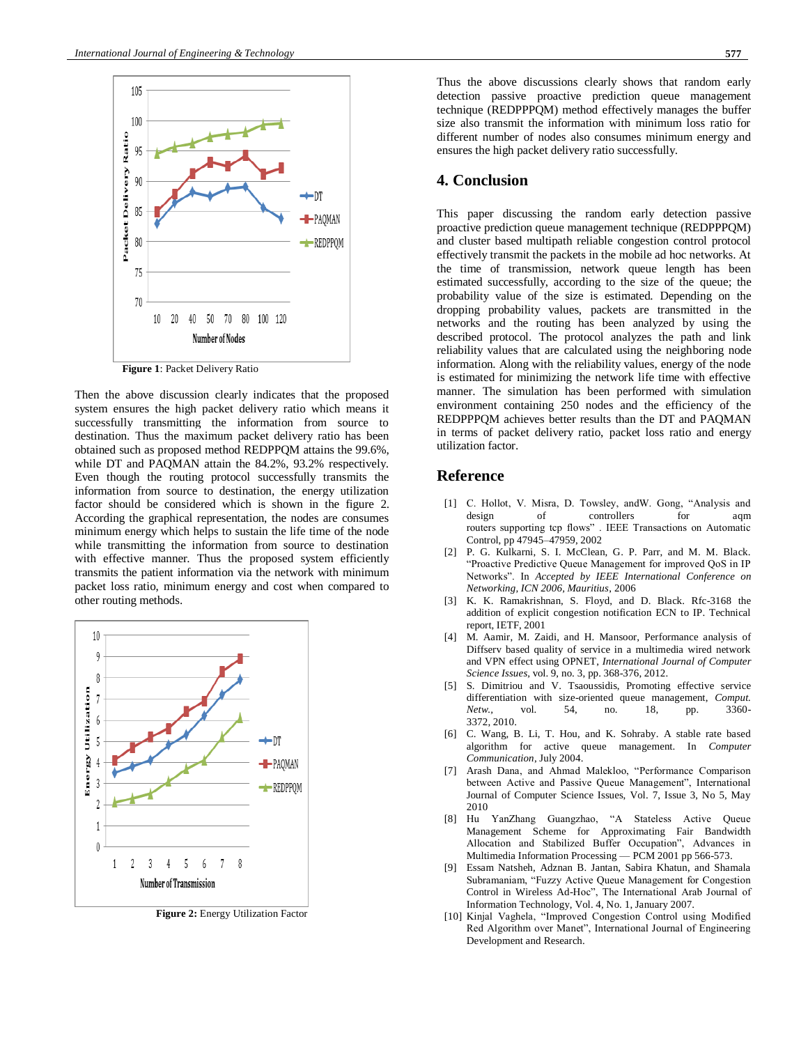Figure 1: Packet Delivery Ratio

Then the above discussion clearly indicates that the proposed system ensures the high packet delivery ratio which means it successfully transmitting the information from source to destination. Thus the maximum packet delivery ratio has been obtained such as proposed method REDPPQM attains the 99.6%, while DT and PAQMAN attain the 84.2%, 93.2% respectively. Even though the routing protocol successfully transmits the information from source to destination, the energy utilization factor should be considered which is shown in the figure 2. According the graphical representation, the nodes are consumes minimum energy which helps to sustain the life time of the node while transmitting the information from source to destination with effective manner. Thus the proposed system efficiently transmits the patient information via the network with minimum packet loss ratio, minimum energy and cost when compared to other routing methods.

Figure 2: Energy Utilization Factor

Thus the above discussions clearly shows that random early detection passive proactive prediction queue management technique (REDPPPQM) method effectively manages the buffer size also transmit the information with minimum loss ratio for different number of nodes also consumes minimum energy and ensures the high packet delivery ratio successfully.

## 4. Conclusion

This paper discussing the random early detection passive proactive prediction queue management technique (REDPPPQM) and cluster based multipath reliable congestion control protocol effectively transmit the packets in the mobile ad hoc networks. At the time of transmission, network queue length has been estimated successfully, according to the size of the queue; the probability value of the size is estimated. Depending on the dropping probability values, packets are transmitted in the networks and the routing has been analyzed by using the described protocol. The protocol analyzes the path and link reliability values that are calculated using the neighboring node information. Along with the reliability values, energy of the node is estimated for minimizing the network life time with effective manner. The simulation has been performed with simulation environment containing 250 nodes and the efficiency of the REDPPPQM achieves better results than the DT and PAQMAN in terms of packet delivery ratio, packet loss ratio and energy utilization factor.

## Reference

[1] C. Hollot, V. Misra, D. Towsley, andW. Gong, "Analysis and design of controllers for aqm routers supporting tcp flows" . IEEE Transactions on Automatic Control, pp 47945–47959, 2002

[2] P. G. Kulkarni, S. I. McClean, G. P. Parr, and M. M. Black. "Proactive Predictive Queue Management for improved QoS in IP Networks". In *Accepted by IEEE International Conference on Networking, ICN 2006, Mauritius*, 2006

[3] K. K. Ramakrishnan, S. Floyd, and D. Black. Rfc-3168 the addition of explicit congestion notification ECN to IP. Technical report, IETF, 2001

[4] M. Aamir, M. Zaidi, and H. Mansoor, Performance analysis of Diffserv based quality of service in a multimedia wired network and VPN effect using OPNET, *International Journal of Computer Science Issues*, vol. 9, no. 3, pp. 368-376, 2012.

[5] S. Dimitriou and V. Tsaoussidis, Promoting effective service differentiation with size-oriented queue management, *Comput. Netw.*, vol. 54, no. 18, pp. 3360-3372, 2010.

[6] C. Wang, B. Li, T. Hou, and K. Sohraby. A stable rate based algorithm for active queue management. In *Computer Communication*, July 2004.

[7] Arash Dana, and Ahmad Malekloo, "Performance Comparison between Active and Passive Queue Management", International Journal of Computer Science Issues, Vol. 7, Issue 3, No 5, May 2010

[8] Hu YanZhang Guangzhao, "A Stateless Active Queue Management Scheme for Approximating Fair Bandwidth Allocation and Stabilized Buffer Occupation", Advances in Multimedia Information Processing — PCM 2001 pp 566-573.

[9] Essam Natsheh, Adznan B. Jantan, Sabira Khatun, and Shamala Subramaniam, "Fuzzy Active Queue Management for Congestion Control in Wireless Ad-Hoc", The International Arab Journal of Information Technology, Vol. 4, No. 1, January 2007.

[10] Kinjal Vaghela, "Improved Congestion Control using Modified Red Algorithm over Manet", International Journal of Engineering Development and Research.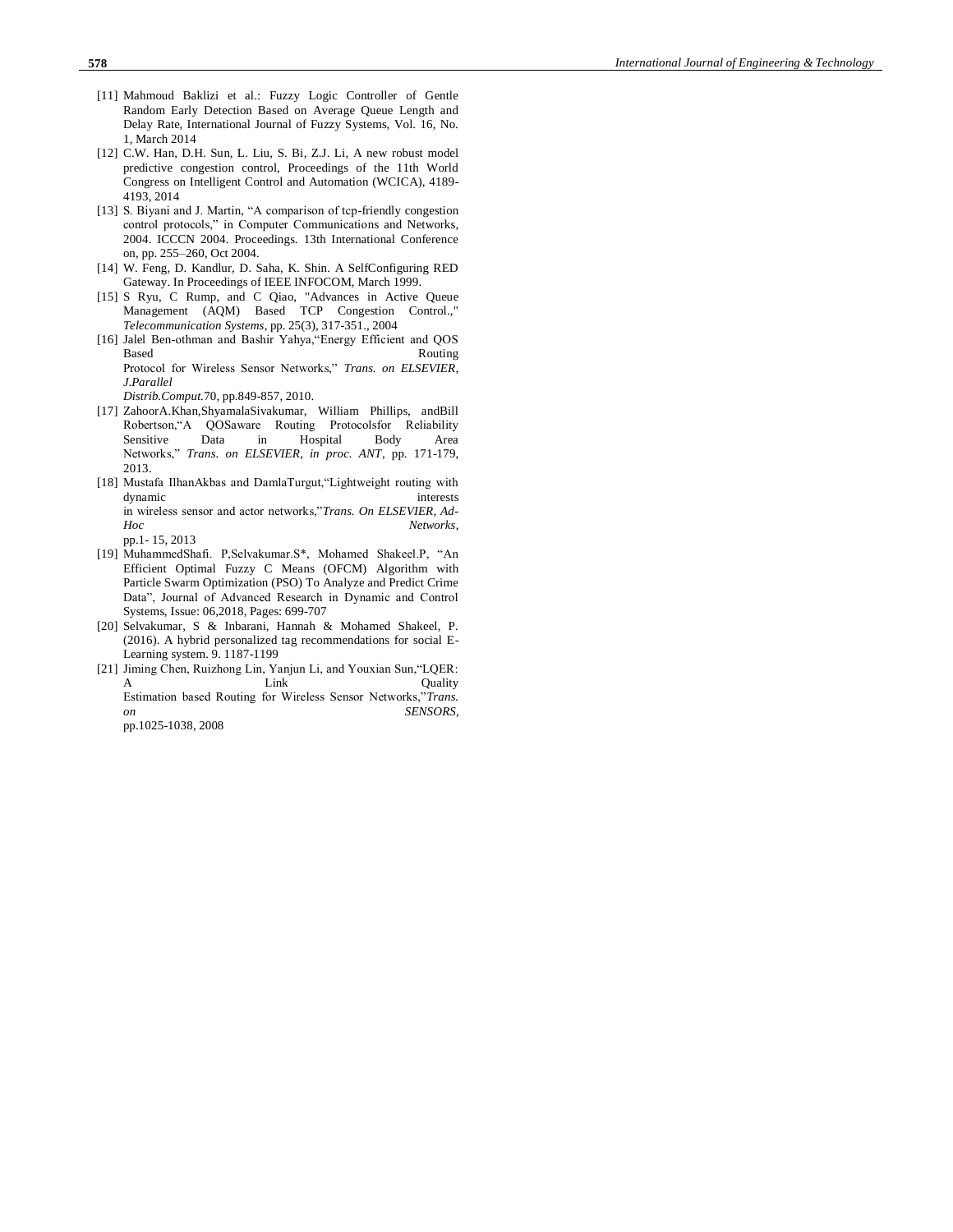[11] Mahmoud Baklizi et al.: Fuzzy Logic Controller of Gentle Random Early Detection Based on Average Queue Length and Delay Rate, International Journal of Fuzzy Systems, Vol. 16, No. 1, March 2014

[12] C.W. Han, D.H. Sun, L. Liu, S. Bi, Z.J. Li, A new robust model predictive congestion control, Proceedings of the 11th World Congress on Intelligent Control and Automation (WCICA), 4189-4193, 2014

[13] S. Biyani and J. Martin, "A comparison of tcp-friendly congestion control protocols," in Computer Communications and Networks, 2004. ICCCN 2004. Proceedings. 13th International Conference on, pp. 255–260, Oct 2004.

[14] W. Feng, D. Kandlur, D. Saha, K. Shin. A SelfConfiguring RED Gateway. In Proceedings of IEEE INFOCOM, March 1999.

[15] S Ryu, C Rump, and C Qiao, "Advances in Active Queue Management (AQM) Based TCP Congestion Control.," *Telecommunication Systems*, pp. 25(3), 317-351., 2004

[16] Jalel Ben-othman and Bashir Yahya,"Energy Efficient and QOS Based Routing Protocol for Wireless Sensor Networks," *Trans. on ELSEVIER, J.Parallel Distrib.Comput.*70, pp.849-857, 2010.

[17] ZahoorA.Khan,ShyamalaSivakumar, William Phillips, andBill Robertson,"A QOSaware Routing Protocolsfor Reliability Sensitive Data in Hospital Body Area Networks," *Trans. on ELSEVIER, in proc. ANT*, pp. 171-179, 2013.

[18] Mustafa IlhanAkbas and DamlaTurgut,"Lightweight routing with dynamic interests in wireless sensor and actor networks,"*Trans. On ELSEVIER, Ad-Hoc Networks*, pp.1- 15, 2013

[19] MuhammedShafi. P,Selvakumar.S*, Mohamed Shakeel.P, "An Efficient Optimal Fuzzy C Means (OFCM) Algorithm with Particle Swarm Optimization (PSO) To Analyze and Predict Crime Data", Journal of Advanced Research in Dynamic and Control Systems, Issue: 06,2018, Pages: 699-707

[20] Selvakumar, S & Inbarani, Hannah & Mohamed Shakeel, P. (2016). A hybrid personalized tag recommendations for social E-Learning system. 9. 1187-1199

[21] Jiming Chen, Ruizhong Lin, Yanjun Li, and Youxian Sun,"LQER: A Link Quality Estimation based Routing for Wireless Sensor Networks,"*Trans. on SENSORS*, pp.1025-1038, 2008